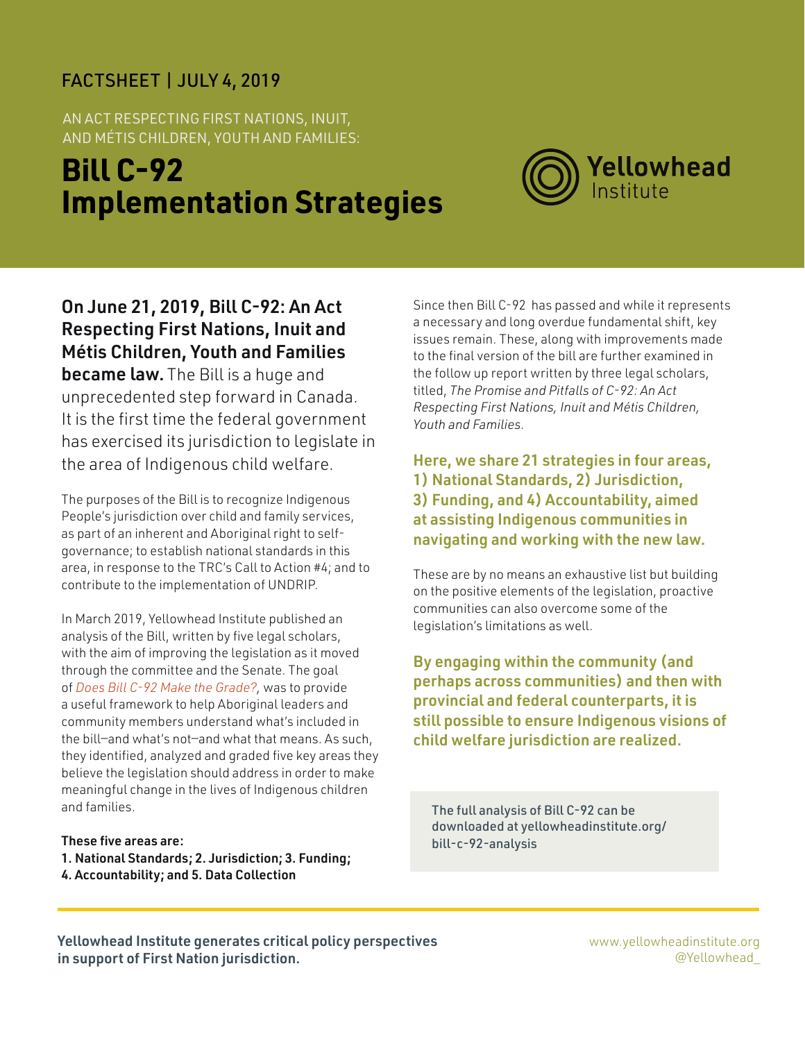FACTSHEET | JULY 4, 2019

AN ACT RESPECTING FIRST NATIONS, INUIT, AND MÉTIS CHILDREN, YOUTH AND FAMILIES:

# Bill C-92 Implementation Strategies

Yellowhead Institute

**On June 21, 2019, Bill C-92: An Act Respecting First Nations, Inuit and Métis Children, Youth and Families became law.** The Bill is a huge and unprecedented step forward in Canada. It is the first time the federal government has exercised its jurisdiction to legislate in the area of Indigenous child welfare.

The purposes of the Bill is to recognize Indigenous People's jurisdiction over child and family services, as part of an inherent and Aboriginal right to self-governance; to establish national standards in this area, in response to the TRC's Call to Action #4; and to contribute to the implementation of UNDRIP.

In March 2019, Yellowhead Institute published an analysis of the Bill, written by five legal scholars, with the aim of improving the legislation as it moved through the committee and the Senate. The goal of *Does Bill C-92 Make the Grade?,* was to provide a useful framework to help Aboriginal leaders and community members understand what's included in the bill—and what's not—and what that means. As such, they identified, analyzed and graded five key areas they believe the legislation should address in order to make meaningful change in the lives of Indigenous children and families.

**These five areas are:**
**1. National Standards; 2. Jurisdiction; 3. Funding; 4. Accountability; and 5. Data Collection**

Since then Bill C-92 has passed and while it represents a necessary and long overdue fundamental shift, key issues remain. These, along with improvements made to the final version of the bill are further examined in the follow up report written by three legal scholars, titled, *The Promise and Pitfalls of C-92: An Act Respecting First Nations, Inuit and Métis Children, Youth and Families.*

**Here, we share 21 strategies in four areas, 1) National Standards, 2) Jurisdiction, 3) Funding, and 4) Accountability, aimed at assisting Indigenous communities in navigating and working with the new law.**

These are by no means an exhaustive list but building on the positive elements of the legislation, proactive communities can also overcome some of the legislation's limitations as well.

**By engaging within the community (and perhaps across communities) and then with provincial and federal counterparts, it is still possible to ensure Indigenous visions of child welfare jurisdiction are realized.**

The full analysis of Bill C-92 can be downloaded at yellowheadinstitute.org/bill-c-92-analysis

**Yellowhead Institute generates critical policy perspectives in support of First Nation jurisdiction.**

www.yellowheadinstitute.org
@Yellowhead_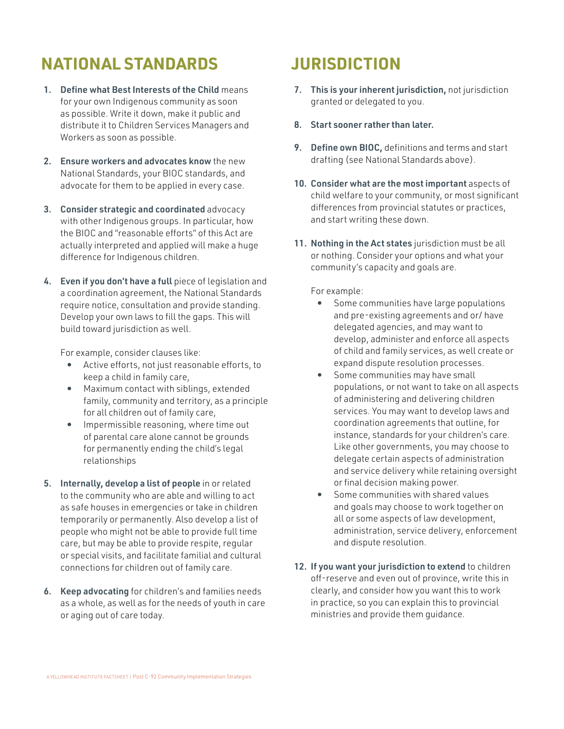## NATIONAL STANDARDS

1. **Define what Best Interests of the Child** means for your own Indigenous community as soon as possible. Write it down, make it public and distribute it to Children Services Managers and Workers as soon as possible.

2. **Ensure workers and advocates know** the new National Standards, your BIOC standards, and advocate for them to be applied in every case.

3. **Consider strategic and coordinated** advocacy with other Indigenous groups. In particular, how the BIOC and "reasonable efforts" of this Act are actually interpreted and applied will make a huge difference for Indigenous children.

4. **Even if you don't have a full** piece of legislation and a coordination agreement, the National Standards require notice, consultation and provide standing. Develop your own laws to fill the gaps. This will build toward jurisdiction as well.

   For example, consider clauses like:

   - Active efforts, not just reasonable efforts, to keep a child in family care,
   - Maximum contact with siblings, extended family, community and territory, as a principle for all children out of family care,
   - Impermissible reasoning, where time out of parental care alone cannot be grounds for permanently ending the child's legal relationships

5. **Internally, develop a list of people** in or related to the community who are able and willing to act as safe houses in emergencies or take in children temporarily or permanently. Also develop a list of people who might not be able to provide full time care, but may be able to provide respite, regular or special visits, and facilitate familial and cultural connections for children out of family care.

6. **Keep advocating** for children's and families needs as a whole, as well as for the needs of youth in care or aging out of care today.

## JURISDICTION

7. **This is your inherent jurisdiction,** not jurisdiction granted or delegated to you.

8. **Start sooner rather than later.**

9. **Define own BIOC,** definitions and terms and start drafting (see National Standards above).

10. **Consider what are the most important** aspects of child welfare to your community, or most significant differences from provincial statutes or practices, and start writing these down.

11. **Nothing in the Act states** jurisdiction must be all or nothing. Consider your options and what your community's capacity and goals are.

    For example:

    - Some communities have large populations and pre-existing agreements and or/ have delegated agencies, and may want to develop, administer and enforce all aspects of child and family services, as well create or expand dispute resolution processes.
    - Some communities may have small populations, or not want to take on all aspects of administering and delivering children services. You may want to develop laws and coordination agreements that outline, for instance, standards for your children's care. Like other governments, you may choose to delegate certain aspects of administration and service delivery while retaining oversight or final decision making power.
    - Some communities with shared values and goals may choose to work together on all or some aspects of law development, administration, service delivery, enforcement and dispute resolution.

12. **If you want your jurisdiction to extend** to children off-reserve and even out of province, write this in clearly, and consider how you want this to work in practice, so you can explain this to provincial ministries and provide them guidance.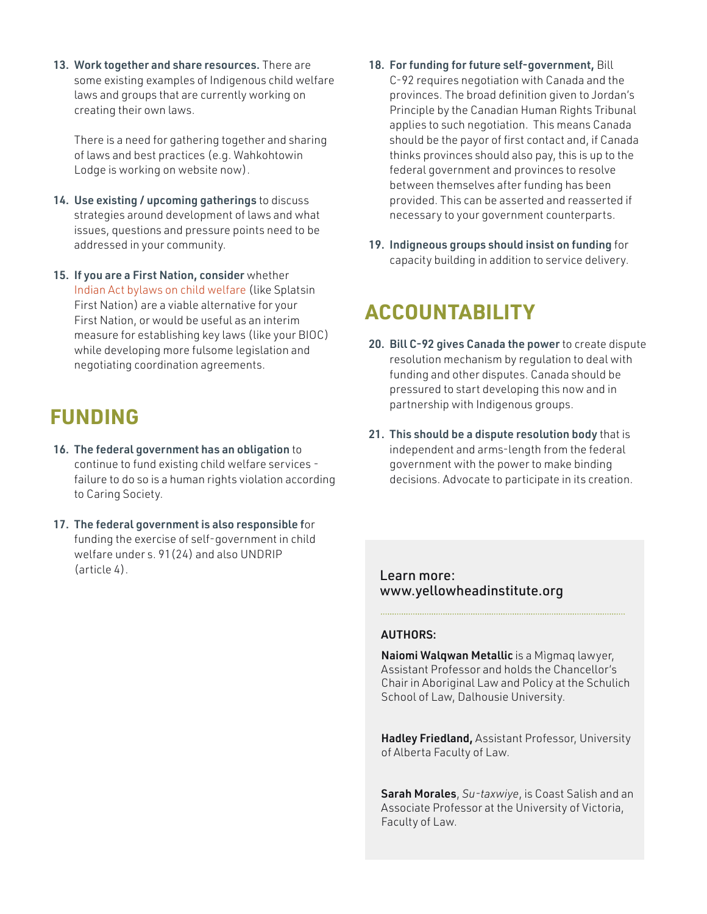13. **Work together and share resources.** There are some existing examples of Indigenous child welfare laws and groups that are currently working on creating their own laws.

    There is a need for gathering together and sharing of laws and best practices (e.g. Wahkohtowin Lodge is working on website now).

14. **Use existing / upcoming gatherings** to discuss strategies around development of laws and what issues, questions and pressure points need to be addressed in your community.

15. **If you are a First Nation, consider** whether Indian Act bylaws on child welfare (like Splatsin First Nation) are a viable alternative for your First Nation, or would be useful as an interim measure for establishing key laws (like your BIOC) while developing more fulsome legislation and negotiating coordination agreements.

## FUNDING

16. **The federal government has an obligation** to continue to fund existing child welfare services - failure to do so is a human rights violation according to Caring Society.

17. **The federal government is also responsible f**or funding the exercise of self-government in child welfare under s. 91(24) and also UNDRIP (article 4).

18. **For funding for future self-government,** Bill C-92 requires negotiation with Canada and the provinces. The broad definition given to Jordan's Principle by the Canadian Human Rights Tribunal applies to such negotiation. This means Canada should be the payor of first contact and, if Canada thinks provinces should also pay, this is up to the federal government and provinces to resolve between themselves after funding has been provided. This can be asserted and reasserted if necessary to your government counterparts.

19. **Indigneous groups should insist on funding** for capacity building in addition to service delivery.

## ACCOUNTABILITY

20. **Bill C-92 gives Canada the power** to create dispute resolution mechanism by regulation to deal with funding and other disputes. Canada should be pressured to start developing this now and in partnership with Indigenous groups.

21. **This should be a dispute resolution body** that is independent and arms-length from the federal government with the power to make binding decisions. Advocate to participate in its creation.

Learn more:
www.yellowheadinstitute.org

**AUTHORS:**

**Naiomi Walqwan Metallic** is a Migmaq lawyer, Assistant Professor and holds the Chancellor's Chair in Aboriginal Law and Policy at the Schulich School of Law, Dalhousie University.

**Hadley Friedland,** Assistant Professor, University of Alberta Faculty of Law.

**Sarah Morales**, *Su-taxwiye*, is Coast Salish and an Associate Professor at the University of Victoria, Faculty of Law.